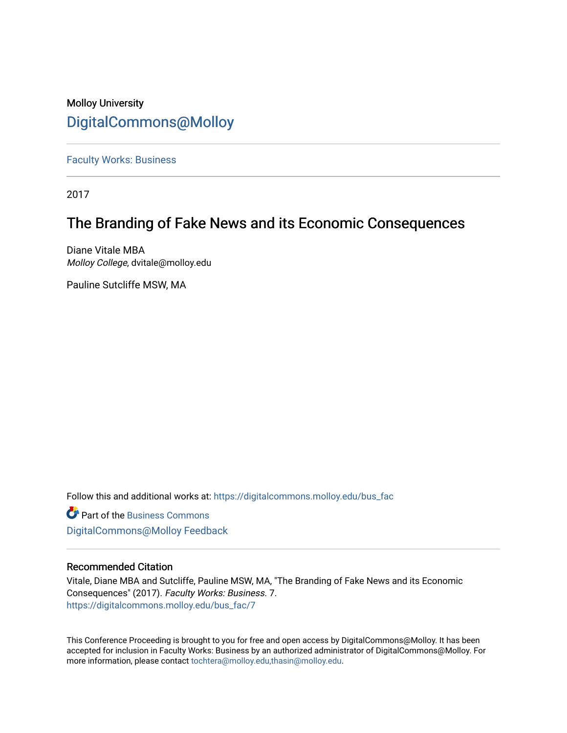Molloy University

DigitalCommons@Molloy

---

Faculty Works: Business

---

2017

# The Branding of Fake News and its Economic Consequences

Diane Vitale MBA
*Molloy College*, dvitale@molloy.edu

Pauline Sutcliffe MSW, MA

Follow this and additional works at: https://digitalcommons.molloy.edu/bus_fac

Part of the Business Commons
DigitalCommons@Molloy Feedback

---

## Recommended Citation

Vitale, Diane MBA and Sutcliffe, Pauline MSW, MA, "The Branding of Fake News and its Economic Consequences" (2017). *Faculty Works: Business*. 7.
https://digitalcommons.molloy.edu/bus_fac/7

---

This Conference Proceeding is brought to you for free and open access by DigitalCommons@Molloy. It has been accepted for inclusion in Faculty Works: Business by an authorized administrator of DigitalCommons@Molloy. For more information, please contact tochtera@molloy.edu,thasin@molloy.edu.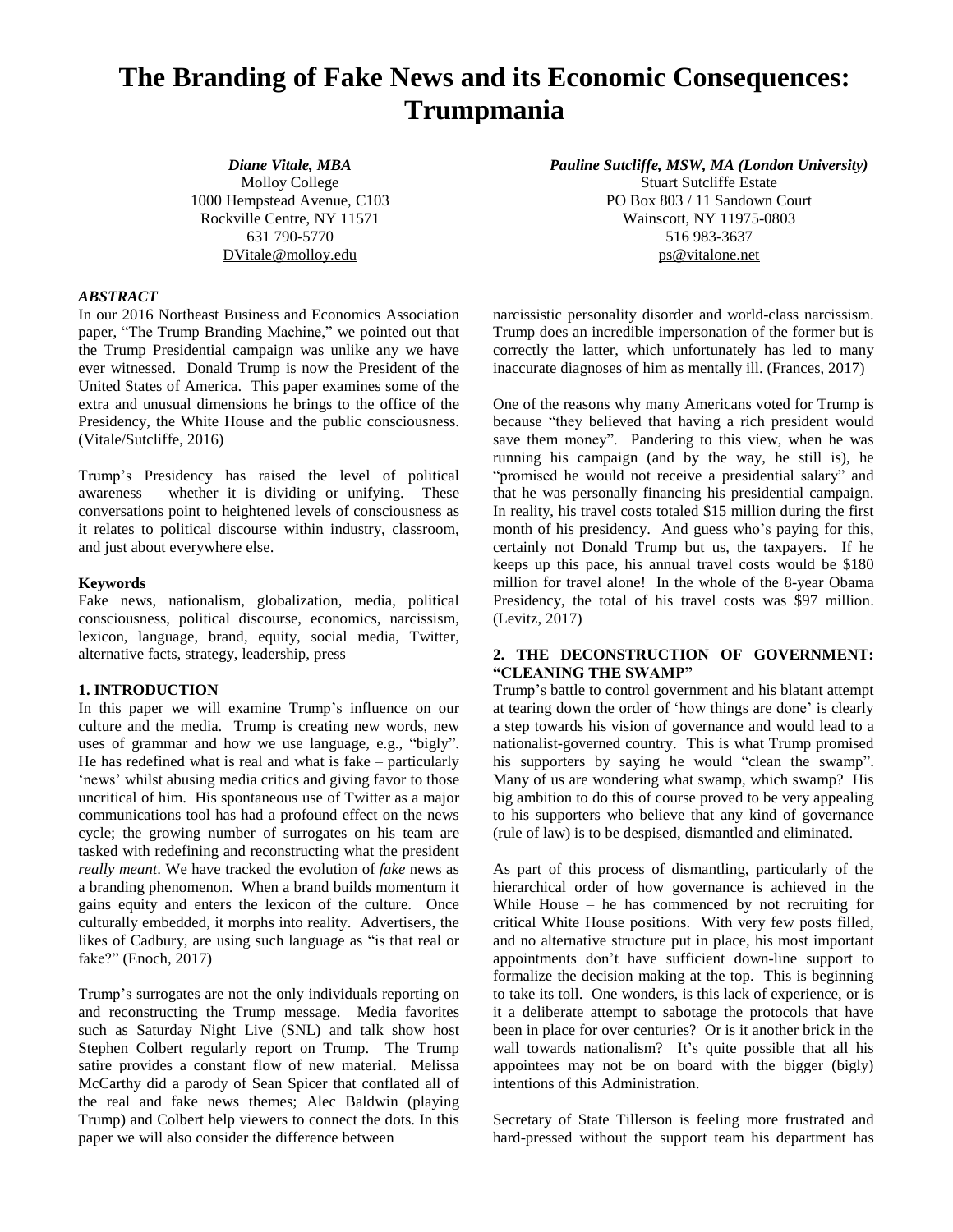# The Branding of Fake News and its Economic Consequences: Trumpmania

***Diane Vitale, MBA***
Molloy College
1000 Hempstead Avenue, C103
Rockville Centre, NY 11571
631 790-5770
DVitale@molloy.edu

***Pauline Sutcliffe, MSW, MA (London University)***
Stuart Sutcliffe Estate
PO Box 803 / 11 Sandown Court
Wainscott, NY 11975-0803
516 983-3637
ps@vitalone.net

### *ABSTRACT*

In our 2016 Northeast Business and Economics Association paper, "The Trump Branding Machine," we pointed out that the Trump Presidential campaign was unlike any we have ever witnessed. Donald Trump is now the President of the United States of America. This paper examines some of the extra and unusual dimensions he brings to the office of the Presidency, the White House and the public consciousness. (Vitale/Sutcliffe, 2016)

Trump's Presidency has raised the level of political awareness – whether it is dividing or unifying. These conversations point to heightened levels of consciousness as it relates to political discourse within industry, classroom, and just about everywhere else.

### Keywords

Fake news, nationalism, globalization, media, political consciousness, political discourse, economics, narcissism, lexicon, language, brand, equity, social media, Twitter, alternative facts, strategy, leadership, press

## 1. INTRODUCTION

In this paper we will examine Trump's influence on our culture and the media. Trump is creating new words, new uses of grammar and how we use language, e.g., "bigly". He has redefined what is real and what is fake – particularly 'news' whilst abusing media critics and giving favor to those uncritical of him. His spontaneous use of Twitter as a major communications tool has had a profound effect on the news cycle; the growing number of surrogates on his team are tasked with redefining and reconstructing what the president *really meant*. We have tracked the evolution of *fake* news as a branding phenomenon. When a brand builds momentum it gains equity and enters the lexicon of the culture. Once culturally embedded, it morphs into reality. Advertisers, the likes of Cadbury, are using such language as "is that real or fake?" (Enoch, 2017)

Trump's surrogates are not the only individuals reporting on and reconstructing the Trump message. Media favorites such as Saturday Night Live (SNL) and talk show host Stephen Colbert regularly report on Trump. The Trump satire provides a constant flow of new material. Melissa McCarthy did a parody of Sean Spicer that conflated all of the real and fake news themes; Alec Baldwin (playing Trump) and Colbert help viewers to connect the dots. In this paper we will also consider the difference between narcissistic personality disorder and world-class narcissism. Trump does an incredible impersonation of the former but is correctly the latter, which unfortunately has led to many inaccurate diagnoses of him as mentally ill. (Frances, 2017)

One of the reasons why many Americans voted for Trump is because "they believed that having a rich president would save them money". Pandering to this view, when he was running his campaign (and by the way, he still is), he "promised he would not receive a presidential salary" and that he was personally financing his presidential campaign. In reality, his travel costs totaled $15 million during the first month of his presidency. And guess who's paying for this, certainly not Donald Trump but us, the taxpayers. If he keeps up this pace, his annual travel costs would be $180 million for travel alone! In the whole of the 8-year Obama Presidency, the total of his travel costs was $97 million. (Levitz, 2017)

## 2. THE DECONSTRUCTION OF GOVERNMENT: "CLEANING THE SWAMP"

Trump's battle to control government and his blatant attempt at tearing down the order of 'how things are done' is clearly a step towards his vision of governance and would lead to a nationalist-governed country. This is what Trump promised his supporters by saying he would "clean the swamp". Many of us are wondering what swamp, which swamp? His big ambition to do this of course proved to be very appealing to his supporters who believe that any kind of governance (rule of law) is to be despised, dismantled and eliminated.

As part of this process of dismantling, particularly of the hierarchical order of how governance is achieved in the While House – he has commenced by not recruiting for critical White House positions. With very few posts filled, and no alternative structure put in place, his most important appointments don't have sufficient down-line support to formalize the decision making at the top. This is beginning to take its toll. One wonders, is this lack of experience, or is it a deliberate attempt to sabotage the protocols that have been in place for over centuries? Or is it another brick in the wall towards nationalism? It's quite possible that all his appointees may not be on board with the bigger (bigly) intentions of this Administration.

Secretary of State Tillerson is feeling more frustrated and hard-pressed without the support team his department has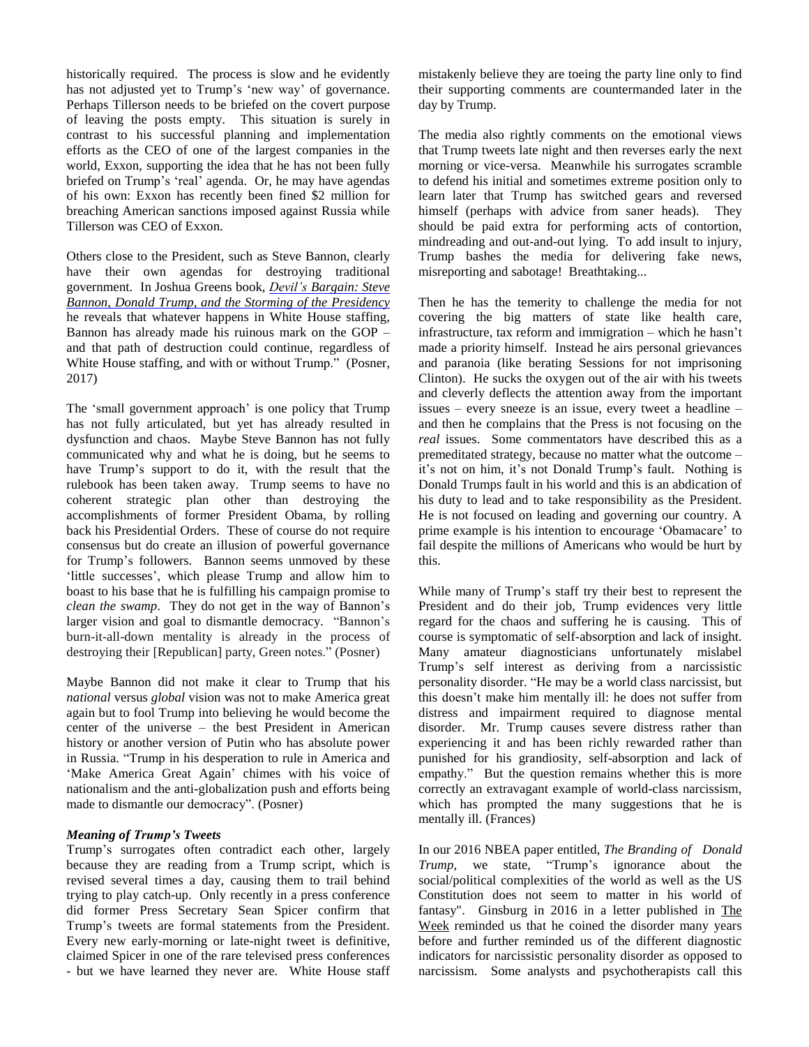historically required. The process is slow and he evidently has not adjusted yet to Trump's 'new way' of governance. Perhaps Tillerson needs to be briefed on the covert purpose of leaving the posts empty. This situation is surely in contrast to his successful planning and implementation efforts as the CEO of one of the largest companies in the world, Exxon, supporting the idea that he has not been fully briefed on Trump's 'real' agenda. Or, he may have agendas of his own: Exxon has recently been fined $2 million for breaching American sanctions imposed against Russia while Tillerson was CEO of Exxon.

Others close to the President, such as Steve Bannon, clearly have their own agendas for destroying traditional government. In Joshua Greens book, *Devil's Bargain: Steve Bannon, Donald Trump, and the Storming of the Presidency* he reveals that whatever happens in White House staffing, Bannon has already made his ruinous mark on the GOP – and that path of destruction could continue, regardless of White House staffing, and with or without Trump." (Posner, 2017)

The 'small government approach' is one policy that Trump has not fully articulated, but yet has already resulted in dysfunction and chaos. Maybe Steve Bannon has not fully communicated why and what he is doing, but he seems to have Trump's support to do it, with the result that the rulebook has been taken away. Trump seems to have no coherent strategic plan other than destroying the accomplishments of former President Obama, by rolling back his Presidential Orders. These of course do not require consensus but do create an illusion of powerful governance for Trump's followers. Bannon seems unmoved by these 'little successes', which please Trump and allow him to boast to his base that he is fulfilling his campaign promise to *clean the swamp*. They do not get in the way of Bannon's larger vision and goal to dismantle democracy. "Bannon's burn-it-all-down mentality is already in the process of destroying their [Republican] party, Green notes." (Posner)

Maybe Bannon did not make it clear to Trump that his *national* versus *global* vision was not to make America great again but to fool Trump into believing he would become the center of the universe – the best President in American history or another version of Putin who has absolute power in Russia. "Trump in his desperation to rule in America and 'Make America Great Again' chimes with his voice of nationalism and the anti-globalization push and efforts being made to dismantle our democracy". (Posner)

***Meaning of Trump's Tweets***

Trump's surrogates often contradict each other, largely because they are reading from a Trump script, which is revised several times a day, causing them to trail behind trying to play catch-up. Only recently in a press conference did former Press Secretary Sean Spicer confirm that Trump's tweets are formal statements from the President. Every new early-morning or late-night tweet is definitive, claimed Spicer in one of the rare televised press conferences - but we have learned they never are. White House staff mistakenly believe they are toeing the party line only to find their supporting comments are countermanded later in the day by Trump.

The media also rightly comments on the emotional views that Trump tweets late night and then reverses early the next morning or vice-versa. Meanwhile his surrogates scramble to defend his initial and sometimes extreme position only to learn later that Trump has switched gears and reversed himself (perhaps with advice from saner heads). They should be paid extra for performing acts of contortion, mindreading and out-and-out lying. To add insult to injury, Trump bashes the media for delivering fake news, misreporting and sabotage! Breathtaking...

Then he has the temerity to challenge the media for not covering the big matters of state like health care, infrastructure, tax reform and immigration – which he hasn't made a priority himself. Instead he airs personal grievances and paranoia (like berating Sessions for not imprisoning Clinton). He sucks the oxygen out of the air with his tweets and cleverly deflects the attention away from the important issues – every sneeze is an issue, every tweet a headline – and then he complains that the Press is not focusing on the *real* issues. Some commentators have described this as a premeditated strategy, because no matter what the outcome – it's not on him, it's not Donald Trump's fault. Nothing is Donald Trumps fault in his world and this is an abdication of his duty to lead and to take responsibility as the President. He is not focused on leading and governing our country. A prime example is his intention to encourage 'Obamacare' to fail despite the millions of Americans who would be hurt by this.

While many of Trump's staff try their best to represent the President and do their job, Trump evidences very little regard for the chaos and suffering he is causing. This of course is symptomatic of self-absorption and lack of insight. Many amateur diagnosticians unfortunately mislabel Trump's self interest as deriving from a narcissistic personality disorder. "He may be a world class narcissist, but this doesn't make him mentally ill: he does not suffer from distress and impairment required to diagnose mental disorder. Mr. Trump causes severe distress rather than experiencing it and has been richly rewarded rather than punished for his grandiosity, self-absorption and lack of empathy." But the question remains whether this is more correctly an extravagant example of world-class narcissism, which has prompted the many suggestions that he is mentally ill. (Frances)

In our 2016 NBEA paper entitled, *The Branding of Donald Trump*, we state, "Trump's ignorance about the social/political complexities of the world as well as the US Constitution does not seem to matter in his world of fantasy". Ginsburg in 2016 in a letter published in The Week reminded us that he coined the disorder many years before and further reminded us of the different diagnostic indicators for narcissistic personality disorder as opposed to narcissism. Some analysts and psychotherapists call this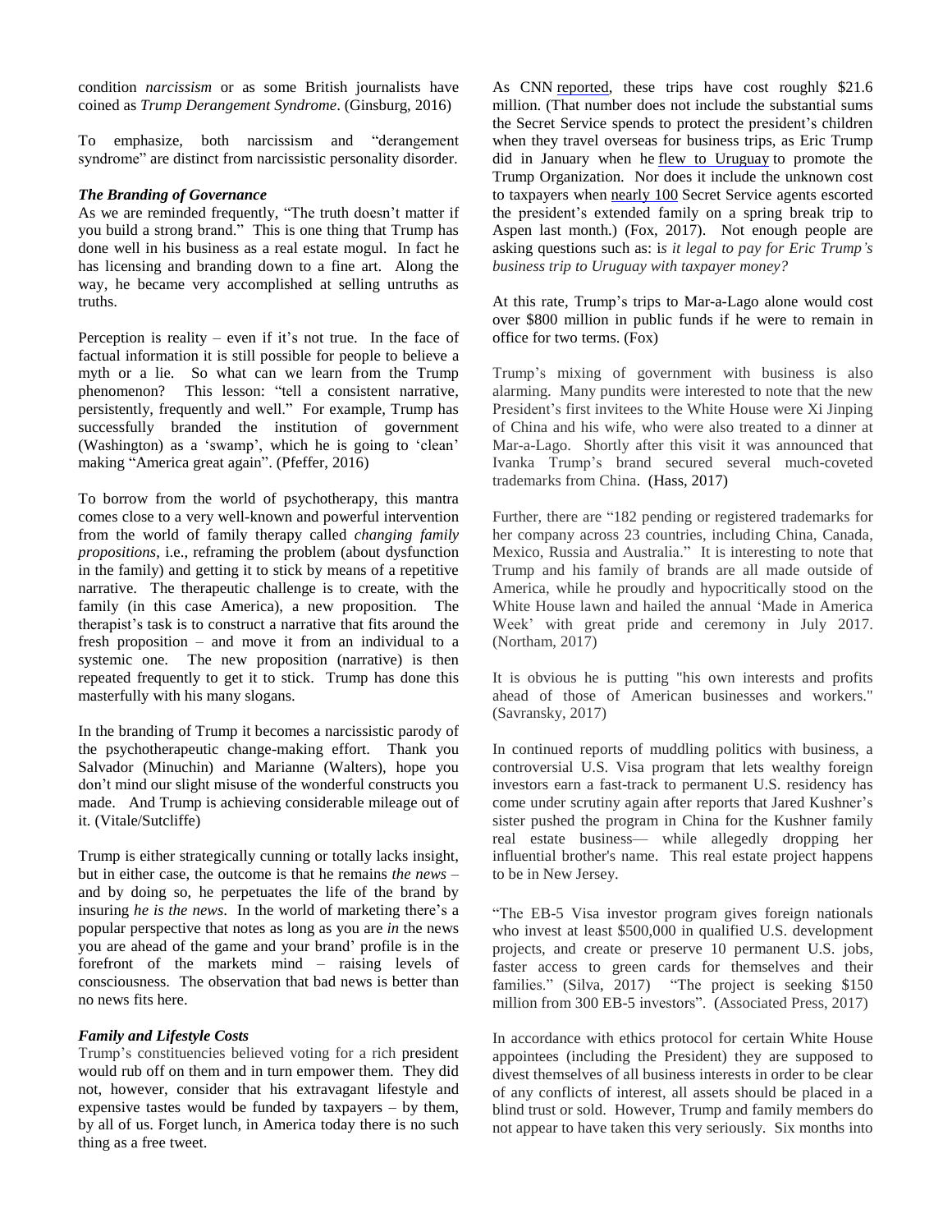condition *narcissism* or as some British journalists have coined as *Trump Derangement Syndrome*. (Ginsburg, 2016)

To emphasize, both narcissism and "derangement syndrome" are distinct from narcissistic personality disorder.

### *The Branding of Governance*

As we are reminded frequently, "The truth doesn't matter if you build a strong brand." This is one thing that Trump has done well in his business as a real estate mogul. In fact he has licensing and branding down to a fine art. Along the way, he became very accomplished at selling untruths as truths.

Perception is reality – even if it's not true. In the face of factual information it is still possible for people to believe a myth or a lie. So what can we learn from the Trump phenomenon? This lesson: "tell a consistent narrative, persistently, frequently and well." For example, Trump has successfully branded the institution of government (Washington) as a 'swamp', which he is going to 'clean' making "America great again". (Pfeffer, 2016)

To borrow from the world of psychotherapy, this mantra comes close to a very well-known and powerful intervention from the world of family therapy called *changing family propositions*, i.e., reframing the problem (about dysfunction in the family) and getting it to stick by means of a repetitive narrative. The therapeutic challenge is to create, with the family (in this case America), a new proposition. The therapist's task is to construct a narrative that fits around the fresh proposition – and move it from an individual to a systemic one. The new proposition (narrative) is then repeated frequently to get it to stick. Trump has done this masterfully with his many slogans.

In the branding of Trump it becomes a narcissistic parody of the psychotherapeutic change-making effort. Thank you Salvador (Minuchin) and Marianne (Walters), hope you don't mind our slight misuse of the wonderful constructs you made. And Trump is achieving considerable mileage out of it. (Vitale/Sutcliffe)

Trump is either strategically cunning or totally lacks insight, but in either case, the outcome is that he remains *the news* – and by doing so, he perpetuates the life of the brand by insuring *he is the news*. In the world of marketing there's a popular perspective that notes as long as you are *in* the news you are ahead of the game and your brand' profile is in the forefront of the markets mind – raising levels of consciousness. The observation that bad news is better than no news fits here.

### *Family and Lifestyle Costs*

Trump's constituencies believed voting for a rich president would rub off on them and in turn empower them. They did not, however, consider that his extravagant lifestyle and expensive tastes would be funded by taxpayers – by them, by all of us. Forget lunch, in America today there is no such thing as a free tweet.

As CNN reported, these trips have cost roughly $21.6 million. (That number does not include the substantial sums the Secret Service spends to protect the president's children when they travel overseas for business trips, as Eric Trump did in January when he flew to Uruguay to promote the Trump Organization. Nor does it include the unknown cost to taxpayers when nearly 100 Secret Service agents escorted the president's extended family on a spring break trip to Aspen last month.) (Fox, 2017). Not enough people are asking questions such as: i*s it legal to pay for Eric Trump's business trip to Uruguay with taxpayer money?*

At this rate, Trump's trips to Mar-a-Lago alone would cost over $800 million in public funds if he were to remain in office for two terms. (Fox)

Trump's mixing of government with business is also alarming. Many pundits were interested to note that the new President's first invitees to the White House were Xi Jinping of China and his wife, who were also treated to a dinner at Mar-a-Lago. Shortly after this visit it was announced that Ivanka Trump's brand secured several much-coveted trademarks from China. (Hass, 2017)

Further, there are "182 pending or registered trademarks for her company across 23 countries, including China, Canada, Mexico, Russia and Australia." It is interesting to note that Trump and his family of brands are all made outside of America, while he proudly and hypocritically stood on the White House lawn and hailed the annual 'Made in America Week' with great pride and ceremony in July 2017. (Northam, 2017)

It is obvious he is putting "his own interests and profits ahead of those of American businesses and workers." (Savransky, 2017)

In continued reports of muddling politics with business, a controversial U.S. Visa program that lets wealthy foreign investors earn a fast-track to permanent U.S. residency has come under scrutiny again after reports that Jared Kushner's sister pushed the program in China for the Kushner family real estate business— while allegedly dropping her influential brother's name. This real estate project happens to be in New Jersey.

"The EB-5 Visa investor program gives foreign nationals who invest at least $500,000 in qualified U.S. development projects, and create or preserve 10 permanent U.S. jobs, faster access to green cards for themselves and their families." (Silva, 2017) "The project is seeking $150 million from 300 EB-5 investors". (Associated Press, 2017)

In accordance with ethics protocol for certain White House appointees (including the President) they are supposed to divest themselves of all business interests in order to be clear of any conflicts of interest, all assets should be placed in a blind trust or sold. However, Trump and family members do not appear to have taken this very seriously. Six months into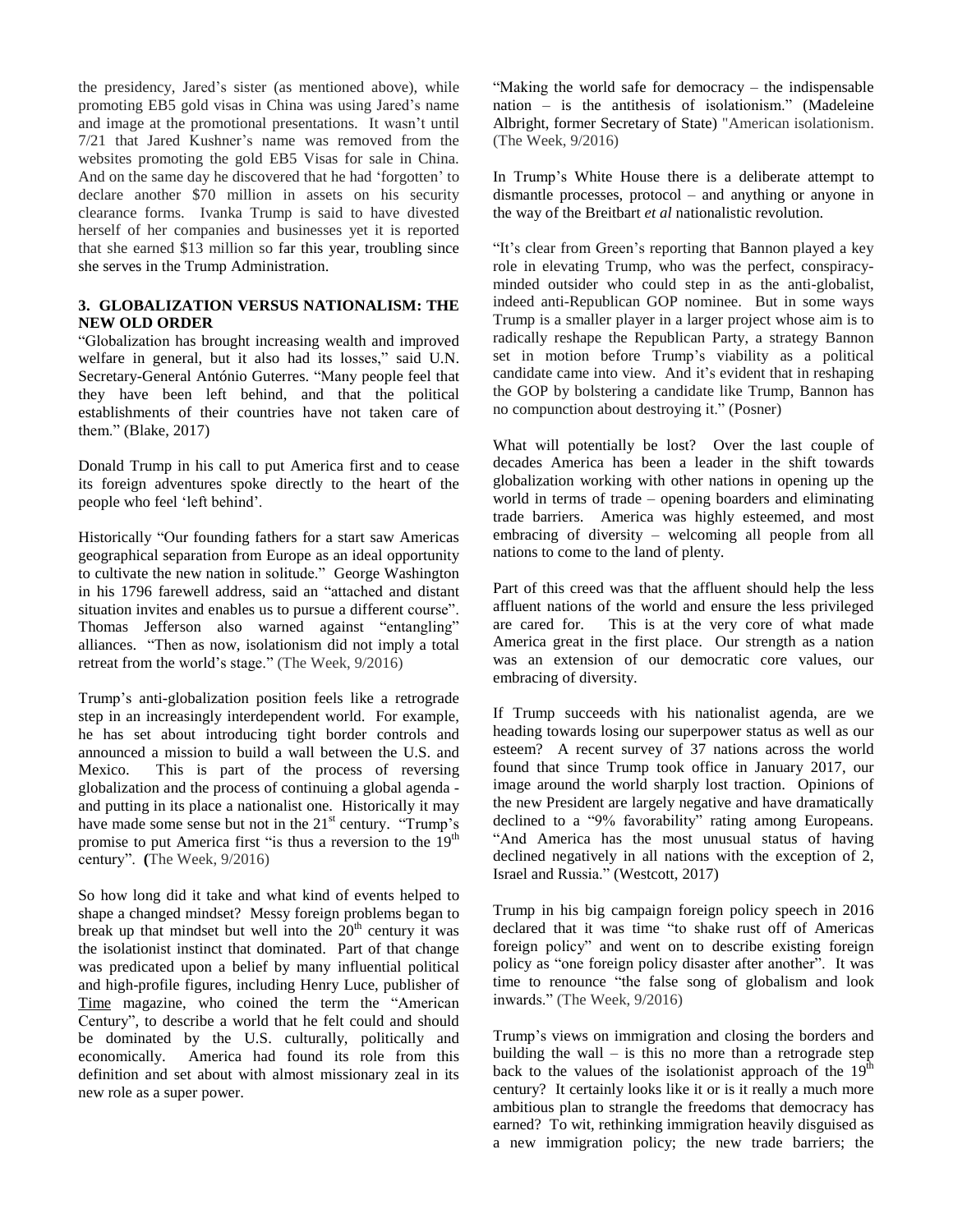the presidency, Jared's sister (as mentioned above), while promoting EB5 gold visas in China was using Jared's name and image at the promotional presentations. It wasn't until 7/21 that Jared Kushner's name was removed from the websites promoting the gold EB5 Visas for sale in China. And on the same day he discovered that he had 'forgotten' to declare another $70 million in assets on his security clearance forms. Ivanka Trump is said to have divested herself of her companies and businesses yet it is reported that she earned $13 million so far this year, troubling since she serves in the Trump Administration.

### 3. GLOBALIZATION VERSUS NATIONALISM: THE NEW OLD ORDER

"Globalization has brought increasing wealth and improved welfare in general, but it also had its losses," said U.N. Secretary-General António Guterres. "Many people feel that they have been left behind, and that the political establishments of their countries have not taken care of them." (Blake, 2017)

Donald Trump in his call to put America first and to cease its foreign adventures spoke directly to the heart of the people who feel 'left behind'.

Historically "Our founding fathers for a start saw Americas geographical separation from Europe as an ideal opportunity to cultivate the new nation in solitude." George Washington in his 1796 farewell address, said an "attached and distant situation invites and enables us to pursue a different course". Thomas Jefferson also warned against "entangling" alliances. "Then as now, isolationism did not imply a total retreat from the world's stage." (The Week, 9/2016)

Trump's anti-globalization position feels like a retrograde step in an increasingly interdependent world. For example, he has set about introducing tight border controls and announced a mission to build a wall between the U.S. and Mexico. This is part of the process of reversing globalization and the process of continuing a global agenda - and putting in its place a nationalist one. Historically it may have made some sense but not in the 21st century. "Trump's promise to put America first "is thus a reversion to the 19th century". **(**The Week, 9/2016)

So how long did it take and what kind of events helped to shape a changed mindset? Messy foreign problems began to break up that mindset but well into the 20th century it was the isolationist instinct that dominated. Part of that change was predicated upon a belief by many influential political and high-profile figures, including Henry Luce, publisher of Time magazine, who coined the term the "American Century", to describe a world that he felt could and should be dominated by the U.S. culturally, politically and economically. America had found its role from this definition and set about with almost missionary zeal in its new role as a super power.

"Making the world safe for democracy – the indispensable nation – is the antithesis of isolationism." (Madeleine Albright, former Secretary of State) "American isolationism. (The Week, 9/2016)

In Trump's White House there is a deliberate attempt to dismantle processes, protocol – and anything or anyone in the way of the Breitbart *et al* nationalistic revolution.

"It's clear from Green's reporting that Bannon played a key role in elevating Trump, who was the perfect, conspiracy-minded outsider who could step in as the anti-globalist, indeed anti-Republican GOP nominee. But in some ways Trump is a smaller player in a larger project whose aim is to radically reshape the Republican Party, a strategy Bannon set in motion before Trump's viability as a political candidate came into view. And it's evident that in reshaping the GOP by bolstering a candidate like Trump, Bannon has no compunction about destroying it." (Posner)

What will potentially be lost? Over the last couple of decades America has been a leader in the shift towards globalization working with other nations in opening up the world in terms of trade – opening boarders and eliminating trade barriers. America was highly esteemed, and most embracing of diversity – welcoming all people from all nations to come to the land of plenty.

Part of this creed was that the affluent should help the less affluent nations of the world and ensure the less privileged are cared for. This is at the very core of what made America great in the first place. Our strength as a nation was an extension of our democratic core values, our embracing of diversity.

If Trump succeeds with his nationalist agenda, are we heading towards losing our superpower status as well as our esteem? A recent survey of 37 nations across the world found that since Trump took office in January 2017, our image around the world sharply lost traction. Opinions of the new President are largely negative and have dramatically declined to a "9% favorability" rating among Europeans. "And America has the most unusual status of having declined negatively in all nations with the exception of 2, Israel and Russia." (Westcott, 2017)

Trump in his big campaign foreign policy speech in 2016 declared that it was time "to shake rust off of Americas foreign policy" and went on to describe existing foreign policy as "one foreign policy disaster after another". It was time to renounce "the false song of globalism and look inwards." (The Week, 9/2016)

Trump's views on immigration and closing the borders and building the wall – is this no more than a retrograde step back to the values of the isolationist approach of the 19th century? It certainly looks like it or is it really a much more ambitious plan to strangle the freedoms that democracy has earned? To wit, rethinking immigration heavily disguised as a new immigration policy; the new trade barriers; the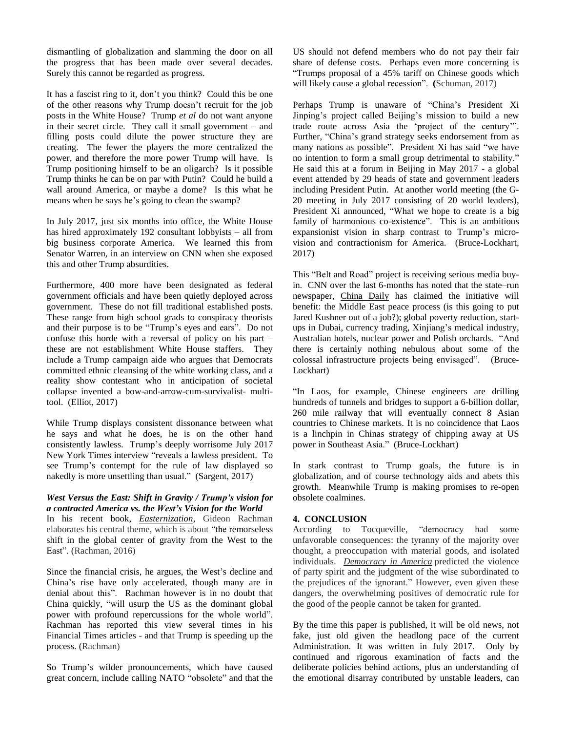dismantling of globalization and slamming the door on all the progress that has been made over several decades. Surely this cannot be regarded as progress.

It has a fascist ring to it, don't you think? Could this be one of the other reasons why Trump doesn't recruit for the job posts in the White House? Trump *et al* do not want anyone in their secret circle. They call it small government – and filling posts could dilute the power structure they are creating. The fewer the players the more centralized the power, and therefore the more power Trump will have. Is Trump positioning himself to be an oligarch? Is it possible Trump thinks he can be on par with Putin? Could he build a wall around America, or maybe a dome? Is this what he means when he says he's going to clean the swamp?

In July 2017, just six months into office, the White House has hired approximately 192 consultant lobbyists – all from big business corporate America. We learned this from Senator Warren, in an interview on CNN when she exposed this and other Trump absurdities.

Furthermore, 400 more have been designated as federal government officials and have been quietly deployed across government. These do not fill traditional established posts. These range from high school grads to conspiracy theorists and their purpose is to be "Trump's eyes and ears". Do not confuse this horde with a reversal of policy on his part – these are not establishment White House staffers. They include a Trump campaign aide who argues that Democrats committed ethnic cleansing of the white working class, and a reality show contestant who in anticipation of societal collapse invented a bow-and-arrow-cum-survivalist- multi-tool. (Elliot, 2017)

While Trump displays consistent dissonance between what he says and what he does, he is on the other hand consistently lawless. Trump's deeply worrisome July 2017 New York Times interview "reveals a lawless president. To see Trump's contempt for the rule of law displayed so nakedly is more unsettling than usual." (Sargent, 2017)

***West Versus the East: Shift in Gravity / Trump's vision for a contracted America vs. the West's Vision for the World***

In his recent book, ***Easternization***, Gideon Rachman elaborates his central theme, which is about "the remorseless shift in the global center of gravity from the West to the East". (Rachman, 2016)

Since the financial crisis, he argues, the West's decline and China's rise have only accelerated, though many are in denial about this". Rachman however is in no doubt that China quickly, "will usurp the US as the dominant global power with profound repercussions for the whole world". Rachman has reported this view several times in his Financial Times articles - and that Trump is speeding up the process. (Rachman)

So Trump's wilder pronouncements, which have caused great concern, include calling NATO "obsolete" and that the US should not defend members who do not pay their fair share of defense costs. Perhaps even more concerning is "Trumps proposal of a 45% tariff on Chinese goods which will likely cause a global recession". **(**Schuman, 2017)

Perhaps Trump is unaware of "China's President Xi Jinping's project called Beijing's mission to build a new trade route across Asia the 'project of the century'". Further, "China's grand strategy seeks endorsement from as many nations as possible". President Xi has said "we have no intention to form a small group detrimental to stability." He said this at a forum in Beijing in May 2017 - a global event attended by 29 heads of state and government leaders including President Putin. At another world meeting (the G-20 meeting in July 2017 consisting of 20 world leaders), President Xi announced, "What we hope to create is a big family of harmonious co-existence". This is an ambitious expansionist vision in sharp contrast to Trump's micro-vision and contractionism for America. (Bruce-Lockhart, 2017)

This "Belt and Road" project is receiving serious media buy-in. CNN over the last 6-months has noted that the state–run newspaper, China Daily has claimed the initiative will benefit: the Middle East peace process (is this going to put Jared Kushner out of a job?); global poverty reduction, start-ups in Dubai, currency trading, Xinjiang's medical industry, Australian hotels, nuclear power and Polish orchards. "And there is certainly nothing nebulous about some of the colossal infrastructure projects being envisaged". (Bruce-Lockhart)

"In Laos, for example, Chinese engineers are drilling hundreds of tunnels and bridges to support a 6-billion dollar, 260 mile railway that will eventually connect 8 Asian countries to Chinese markets. It is no coincidence that Laos is a linchpin in Chinas strategy of chipping away at US power in Southeast Asia." (Bruce-Lockhart)

In stark contrast to Trump goals, the future is in globalization, and of course technology aids and abets this growth. Meanwhile Trump is making promises to re-open obsolete coalmines.

## 4. CONCLUSION

According to Tocqueville, "democracy had some unfavorable consequences: the tyranny of the majority over thought, a preoccupation with material goods, and isolated individuals. *Democracy in America* predicted the violence of party spirit and the judgment of the wise subordinated to the prejudices of the ignorant." However, even given these dangers, the overwhelming positives of democratic rule for the good of the people cannot be taken for granted.

By the time this paper is published, it will be old news, not fake, just old given the headlong pace of the current Administration. It was written in July 2017. Only by continued and rigorous examination of facts and the deliberate policies behind actions, plus an understanding of the emotional disarray contributed by unstable leaders, can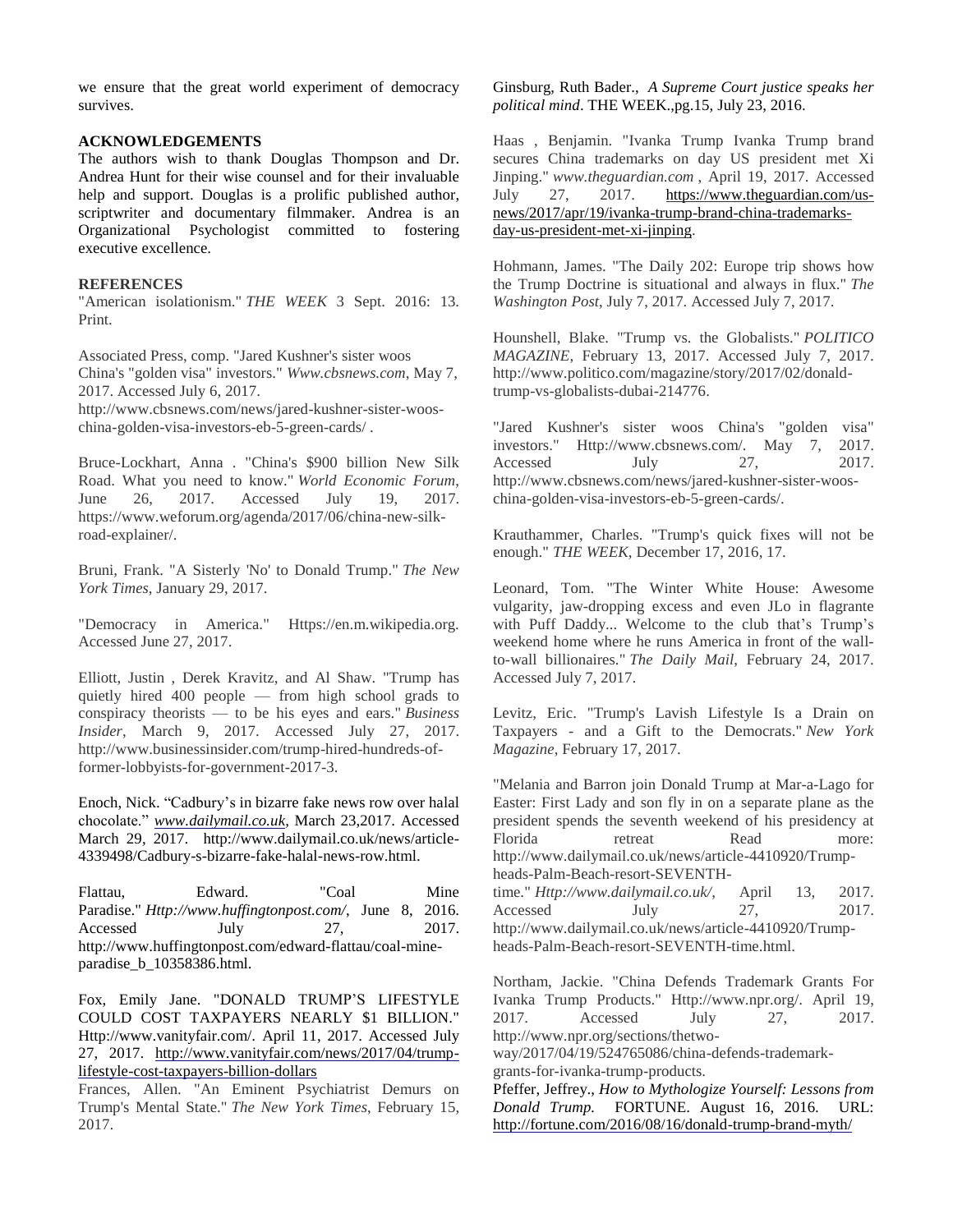we ensure that the great world experiment of democracy survives.

**ACKNOWLEDGEMENTS**

The authors wish to thank Douglas Thompson and Dr. Andrea Hunt for their wise counsel and for their invaluable help and support. Douglas is a prolific published author, scriptwriter and documentary filmmaker. Andrea is an Organizational Psychologist committed to fostering executive excellence.

**REFERENCES**

"American isolationism." *THE WEEK* 3 Sept. 2016: 13. Print.

Associated Press, comp. "Jared Kushner's sister woos China's "golden visa" investors." *Www.cbsnews.com*, May 7, 2017. Accessed July 6, 2017. http://www.cbsnews.com/news/jared-kushner-sister-woos-china-golden-visa-investors-eb-5-green-cards/ .

Bruce-Lockhart, Anna . "China's $900 billion New Silk Road. What you need to know." *World Economic Forum*, June 26, 2017. Accessed July 19, 2017. https://www.weforum.org/agenda/2017/06/china-new-silk-road-explainer/.

Bruni, Frank. "A Sisterly 'No' to Donald Trump." *The New York Times*, January 29, 2017.

"Democracy in America." Https://en.m.wikipedia.org. Accessed June 27, 2017.

Elliott, Justin , Derek Kravitz, and Al Shaw. "Trump has quietly hired 400 people — from high school grads to conspiracy theorists — to be his eyes and ears." *Business Insider*, March 9, 2017. Accessed July 27, 2017. http://www.businessinsider.com/trump-hired-hundreds-of-former-lobbyists-for-government-2017-3.

Enoch, Nick. "Cadbury's in bizarre fake news row over halal chocolate." *www.dailymail.co.uk*, March 23,2017. Accessed March 29, 2017. http://www.dailymail.co.uk/news/article-4339498/Cadbury-s-bizarre-fake-halal-news-row.html.

Flattau, Edward. "Coal Mine Paradise." *Http://www.huffingtonpost.com/*, June 8, 2016. Accessed July 27, 2017. http://www.huffingtonpost.com/edward-flattau/coal-mine-paradise_b_10358386.html.

Fox, Emily Jane. "DONALD TRUMP'S LIFESTYLE COULD COST TAXPAYERS NEARLY $1 BILLION." Http://www.vanityfair.com/. April 11, 2017. Accessed July 27, 2017. http://www.vanityfair.com/news/2017/04/trump-lifestyle-cost-taxpayers-billion-dollars

Frances, Allen. "An Eminent Psychiatrist Demurs on Trump's Mental State." *The New York Times*, February 15, 2017.

Ginsburg, Ruth Bader., *A Supreme Court justice speaks her political mind*. THE WEEK.,pg.15, July 23, 2016.

Haas , Benjamin. "Ivanka Trump Ivanka Trump brand secures China trademarks on day US president met Xi Jinping." *www.theguardian.com* , April 19, 2017. Accessed July 27, 2017. https://www.theguardian.com/us-news/2017/apr/19/ivanka-trump-brand-china-trademarks-day-us-president-met-xi-jinping.

Hohmann, James. "The Daily 202: Europe trip shows how the Trump Doctrine is situational and always in flux." *The Washington Post*, July 7, 2017. Accessed July 7, 2017.

Hounshell, Blake. "Trump vs. the Globalists." *POLITICO MAGAZINE*, February 13, 2017. Accessed July 7, 2017. http://www.politico.com/magazine/story/2017/02/donald-trump-vs-globalists-dubai-214776.

"Jared Kushner's sister woos China's "golden visa" investors." Http://www.cbsnews.com/. May 7, 2017. Accessed July 27, 2017. http://www.cbsnews.com/news/jared-kushner-sister-woos-china-golden-visa-investors-eb-5-green-cards/.

Krauthammer, Charles. "Trump's quick fixes will not be enough." *THE WEEK*, December 17, 2016, 17.

Leonard, Tom. "The Winter White House: Awesome vulgarity, jaw-dropping excess and even JLo in flagrante with Puff Daddy... Welcome to the club that's Trump's weekend home where he runs America in front of the wall-to-wall billionaires." *The Daily Mail*, February 24, 2017. Accessed July 7, 2017.

Levitz, Eric. "Trump's Lavish Lifestyle Is a Drain on Taxpayers - and a Gift to the Democrats." *New York Magazine*, February 17, 2017.

"Melania and Barron join Donald Trump at Mar-a-Lago for Easter: First Lady and son fly in on a separate plane as the president spends the seventh weekend of his presidency at Florida retreat Read more: http://www.dailymail.co.uk/news/article-4410920/Trump-heads-Palm-Beach-resort-SEVENTH-time." *Http://www.dailymail.co.uk/*, April 13, 2017. Accessed July 27, 2017. http://www.dailymail.co.uk/news/article-4410920/Trump-heads-Palm-Beach-resort-SEVENTH-time.html.

Northam, Jackie. "China Defends Trademark Grants For Ivanka Trump Products." Http://www.npr.org/. April 19, 2017. Accessed July 27, 2017. http://www.npr.org/sections/thetwo-way/2017/04/19/524765086/china-defends-trademark-grants-for-ivanka-trump-products.

Pfeffer, Jeffrey., *How to Mythologize Yourself: Lessons from Donald Trump.* FORTUNE. August 16, 2016. URL: http://fortune.com/2016/08/16/donald-trump-brand-myth/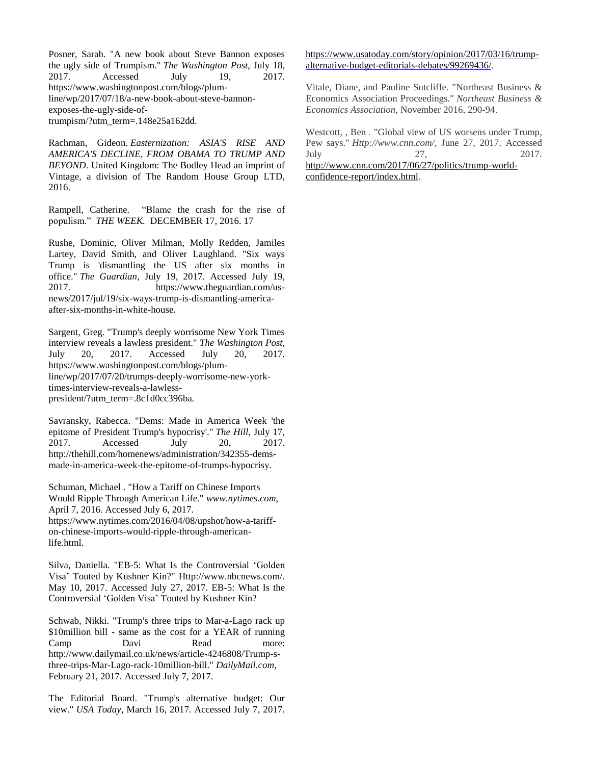Posner, Sarah. "A new book about Steve Bannon exposes the ugly side of Trumpism." *The Washington Post*, July 18, 2017. Accessed July 19, 2017. https://www.washingtonpost.com/blogs/plum-line/wp/2017/07/18/a-new-book-about-steve-bannon-exposes-the-ugly-side-of-trumpism/?utm_term=.148e25a162dd.

Rachman, Gideon. *Easternization: ASIA'S RISE AND AMERICA'S DECLINE, FROM OBAMA TO TRUMP AND BEYOND*. United Kingdom: The Bodley Head an imprint of Vintage, a division of The Random House Group LTD, 2016.

Rampell, Catherine. "Blame the crash for the rise of populism." *THE WEEK.* DECEMBER 17, 2016. 17

Rushe, Dominic, Oliver Milman, Molly Redden, Jamiles Lartey, David Smith, and Oliver Laughland. "Six ways Trump is 'dismantling the US after six months in office." *The Guardian*, July 19, 2017. Accessed July 19, 2017. https://www.theguardian.com/us-news/2017/jul/19/six-ways-trump-is-dismantling-america-after-six-months-in-white-house.

Sargent, Greg. "Trump's deeply worrisome New York Times interview reveals a lawless president." *The Washington Post*, July 20, 2017. Accessed July 20, 2017. https://www.washingtonpost.com/blogs/plum-line/wp/2017/07/20/trumps-deeply-worrisome-new-york-times-interview-reveals-a-lawless-president/?utm_term=.8c1d0cc396ba.

Savransky, Rabecca. "Dems: Made in America Week 'the epitome of President Trump's hypocrisy'." *The Hill*, July 17, 2017. Accessed July 20, 2017. http://thehill.com/homenews/administration/342355-dems-made-in-america-week-the-epitome-of-trumps-hypocrisy.

Schuman, Michael . "How a Tariff on Chinese Imports Would Ripple Through American Life." *www.nytimes.com*, April 7, 2016. Accessed July 6, 2017. https://www.nytimes.com/2016/04/08/upshot/how-a-tariff-on-chinese-imports-would-ripple-through-american-life.html.

Silva, Daniella. "EB-5: What Is the Controversial 'Golden Visa' Touted by Kushner Kin?" Http://www.nbcnews.com/. May 10, 2017. Accessed July 27, 2017. EB-5: What Is the Controversial 'Golden Visa' Touted by Kushner Kin?

Schwab, Nikki. "Trump's three trips to Mar-a-Lago rack up $10million bill - same as the cost for a YEAR of running Camp Davi Read more: http://www.dailymail.co.uk/news/article-4246808/Trump-s-three-trips-Mar-Lago-rack-10million-bill." *DailyMail.com*, February 21, 2017. Accessed July 7, 2017.

The Editorial Board. "Trump's alternative budget: Our view." *USA Today*, March 16, 2017. Accessed July 7, 2017. https://www.usatoday.com/story/opinion/2017/03/16/trump-alternative-budget-editorials-debates/99269436/.

Vitale, Diane, and Pauline Sutcliffe. "Northeast Business & Economics Association Proceedings." *Northeast Business & Economics Association*, November 2016, 290-94.

Westcott, , Ben . "Global view of US worsens under Trump, Pew says." *Http://www.cnn.com/*, June 27, 2017. Accessed July 27, 2017. http://www.cnn.com/2017/06/27/politics/trump-world-confidence-report/index.html.